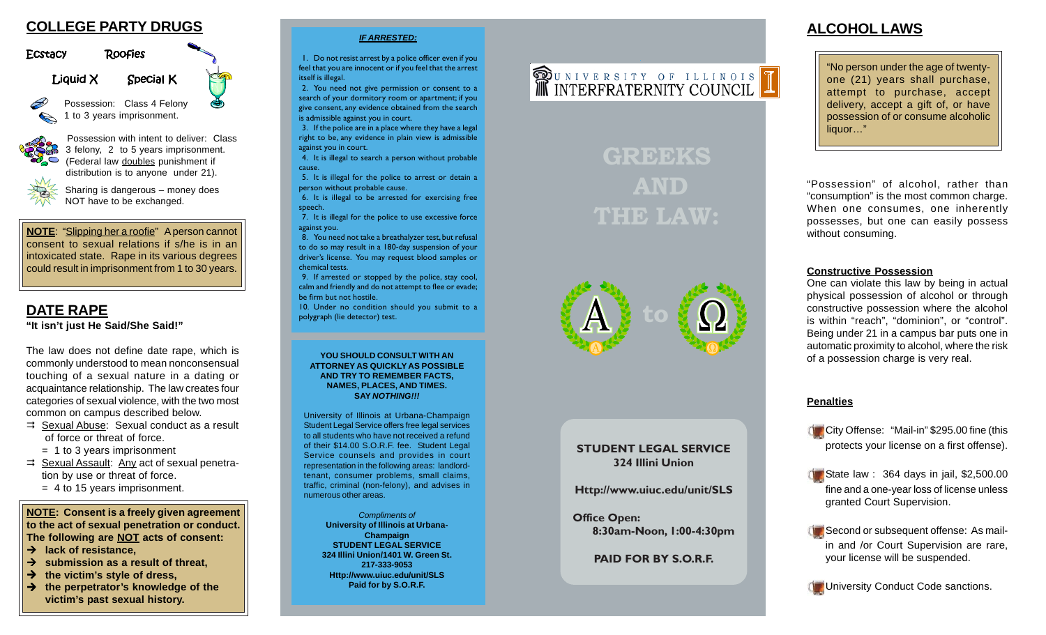## COLLEGE PARTY DRUGS

Ecstacy    Roofies

Liquid X    Special K

Possession: Class 4 Felony 1 to 3 years imprisonment.

Possession with intent to deliver: Class 3 felony, 2 to 5 years imprisonment. (Federal law doubles punishment if distribution is to anyone under 21).

Sharing is dangerous – money does NOT have to be exchanged.

**NOTE**: "Slipping her a roofie" A person cannot consent to sexual relations if s/he is in an intoxicated state. Rape in its various degrees could result in imprisonment from 1 to 30 years.

## DATE RAPE

**"It isn't just He Said/She Said!"**

The law does not define date rape, which is commonly understood to mean nonconsensual touching of a sexual nature in a dating or acquaintance relationship. The law creates four categories of sexual violence, with the two most common on campus described below.

- Sexual Abuse: Sexual conduct as a result of force or threat of force.
  = 1 to 3 years imprisonment
- Sexual Assault: Any act of sexual penetration by use or threat of force.
  = 4 to 15 years imprisonment.

**NOTE: Consent is a freely given agreement to the act of sexual penetration or conduct. The following are NOT acts of consent:**

- **lack of resistance,**
- **submission as a result of threat,**
- **the victim's style of dress,**
- **the perpetrator's knowledge of the victim's past sexual history.**

***IF ARRESTED:***

1. Do not resist arrest by a police officer even if you feel that you are innocent or if you feel that the arrest itself is illegal.
2. You need not give permission or consent to a search of your dormitory room or apartment; if you give consent, any evidence obtained from the search is admissible against you in court.
3. If the police are in a place where they have a legal right to be, any evidence in plain view is admissible against you in court.
4. It is illegal to search a person without probable cause.
5. It is illegal for the police to arrest or detain a person without probable cause.
6. It is illegal to be arrested for exercising free speech.
7. It is illegal for the police to use excessive force against you.
8. You need not take a breathalyzer test, but refusal to do so may result in a 180-day suspension of your driver's license. You may request blood samples or chemical tests.
9. If arrested or stopped by the police, stay cool, calm and friendly and do not attempt to flee or evade; be firm but not hostile.
10. Under no condition should you submit to a polygraph (lie detector) test.

**YOU SHOULD CONSULT WITH AN ATTORNEY AS QUICKLY AS POSSIBLE AND TRY TO REMEMBER FACTS, NAMES, PLACES, AND TIMES. SAY *NOTHING!!!***

University of Illinois at Urbana-Champaign Student Legal Service offers free legal services to all students who have not received a refund of their $14.00 S.O.R.F. fee. Student Legal Service counsels and provides in court representation in the following areas: landlord-tenant, consumer problems, small claims, traffic, criminal (non-felony), and advises in numerous other areas.

*Compliments of*
**University of Illinois at Urbana-Champaign**
**STUDENT LEGAL SERVICE**
**324 Illini Union/1401 W. Green St.**
**217-333-9053**
**Http://www.uiuc.edu/unit/SLS**
**Paid for by S.O.R.F.**

UNIVERSITY OF ILLINOIS INTERFRATERNITY COUNCIL

# GREEKS AND THE LAW:

A to Ω

**STUDENT LEGAL SERVICE**
**324 Illini Union**

**Http://www.uiuc.edu/unit/SLS**

**Office Open:**
**8:30am-Noon, 1:00-4:30pm**

**PAID FOR BY S.O.R.F.**

## ALCOHOL LAWS

"No person under the age of twenty-one (21) years shall purchase, attempt to purchase, accept delivery, accept a gift of, or have possession of or consume alcoholic liquor…"

"Possession" of alcohol, rather than "consumption" is the most common charge. When one consumes, one inherently possesses, but one can easily possess without consuming.

**Constructive Possession**

One can violate this law by being in actual physical possession of alcohol or through constructive possession where the alcohol is within "reach", "dominion", or "control". Being under 21 in a campus bar puts one in automatic proximity to alcohol, where the risk of a possession charge is very real.

**Penalties**

- City Offense: "Mail-in" $295.00 fine (this protects your license on a first offense).
- State law : 364 days in jail, $2,500.00 fine and a one-year loss of license unless granted Court Supervision.
- Second or subsequent offense: As mail-in and /or Court Supervision are rare, your license will be suspended.
- University Conduct Code sanctions.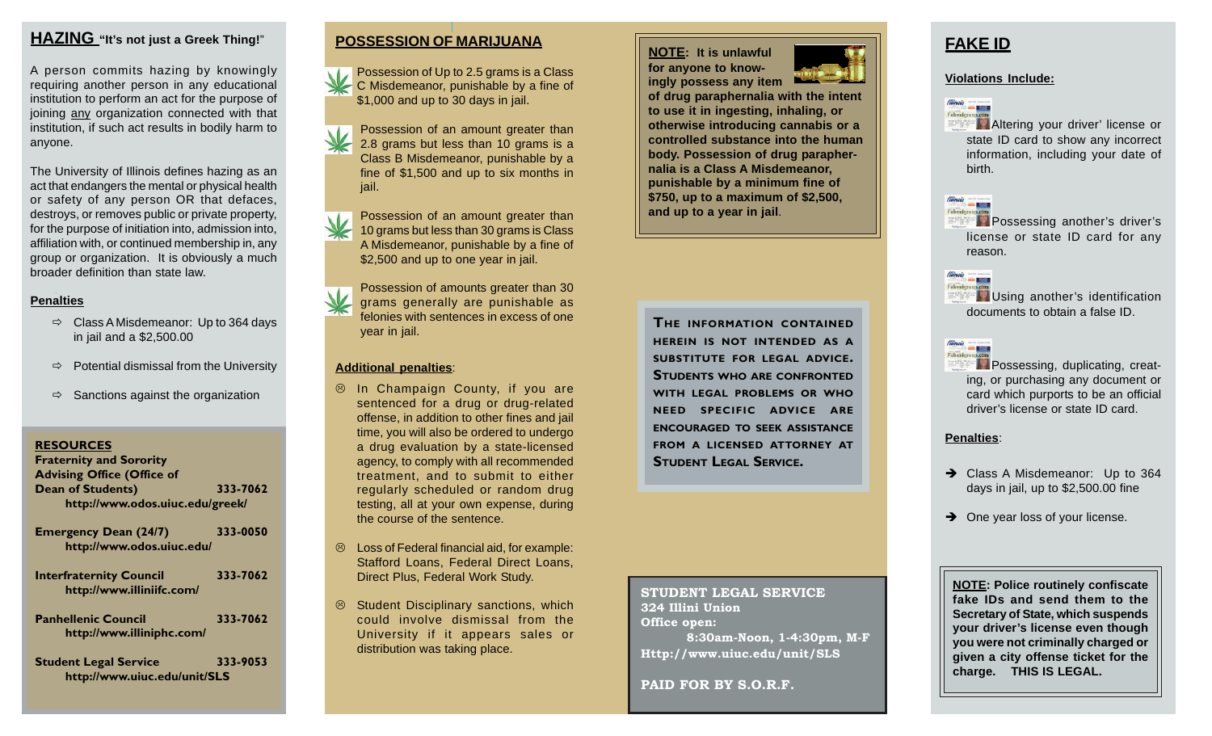## HAZING "It's not just a Greek Thing!"

A person commits hazing by knowingly requiring another person in any educational institution to perform an act for the purpose of joining any organization connected with that institution, if such act results in bodily harm to anyone.

The University of Illinois defines hazing as an act that endangers the mental or physical health or safety of any person OR that defaces, destroys, or removes public or private property, for the purpose of initiation into, admission into, affiliation with, or continued membership in, any group or organization. It is obviously a much broader definition than state law.

### Penalties

- Class A Misdemeanor: Up to 364 days in jail and a $2,500.00
- Potential dismissal from the University
- Sanctions against the organization

### RESOURCES

**Fraternity and Sorority Advising Office (Office of Dean of Students)** 333-7062
http://www.odos.uiuc.edu/greek/

**Emergency Dean (24/7)** 333-0050
http://www.odos.uiuc.edu/

**Interfraternity Council** 333-7062
http://www.illiniifc.com/

**Panhellenic Council** 333-7062
http://www.illiniphc.com/

**Student Legal Service** 333-9053
http://www.uiuc.edu/unit/SLS

## POSSESSION OF MARIJUANA

- Possession of Up to 2.5 grams is a Class C Misdemeanor, punishable by a fine of $1,000 and up to 30 days in jail.
- Possession of an amount greater than 2.8 grams but less than 10 grams is a Class B Misdemeanor, punishable by a fine of $1,500 and up to six months in jail.
- Possession of an amount greater than 10 grams but less than 30 grams is Class A Misdemeanor, punishable by a fine of $2,500 and up to one year in jail.
- Possession of amounts greater than 30 grams generally are punishable as felonies with sentences in excess of one year in jail.

### Additional penalties:

- In Champaign County, if you are sentenced for a drug or drug-related offense, in addition to other fines and jail time, you will also be ordered to undergo a drug evaluation by a state-licensed agency, to comply with all recommended treatment, and to submit to either regularly scheduled or random drug testing, all at your own expense, during the course of the sentence.
- Loss of Federal financial aid, for example: Stafford Loans, Federal Direct Loans, Direct Plus, Federal Work Study.
- Student Disciplinary sanctions, which could involve dismissal from the University if it appears sales or distribution was taking place.

**NOTE: It is unlawful for anyone to knowingly possess any item of drug paraphernalia with the intent to use it in ingesting, inhaling, or otherwise introducing cannabis or a controlled substance into the human body. Possession of drug paraphernalia is a Class A Misdemeanor, punishable by a minimum fine of $750, up to a maximum of $2,500, and up to a year in jail.**

**THE INFORMATION CONTAINED HEREIN IS NOT INTENDED AS A SUBSTITUTE FOR LEGAL ADVICE. STUDENTS WHO ARE CONFRONTED WITH LEGAL PROBLEMS OR WHO NEED SPECIFIC ADVICE ARE ENCOURAGED TO SEEK ASSISTANCE FROM A LICENSED ATTORNEY AT STUDENT LEGAL SERVICE.**

**STUDENT LEGAL SERVICE**
**324 Illini Union**
**Office open:**
**8:30am-Noon, 1-4:30pm, M-F**
**Http://www.uiuc.edu/unit/SLS**

**PAID FOR BY S.O.R.F.**

## FAKE ID

### Violations Include:

- Altering your driver' license or state ID card to show any incorrect information, including your date of birth.
- Possessing another's driver's license or state ID card for any reason.
- Using another's identification documents to obtain a false ID.
- Possessing, duplicating, creating, or purchasing any document or card which purports to be an official driver's license or state ID card.

### Penalties:

- Class A Misdemeanor: Up to 364 days in jail, up to $2,500.00 fine
- One year loss of your license.

**NOTE: Police routinely confiscate fake IDs and send them to the Secretary of State, which suspends your driver's license even though you were not criminally charged or given a city offense ticket for the charge. THIS IS LEGAL.**